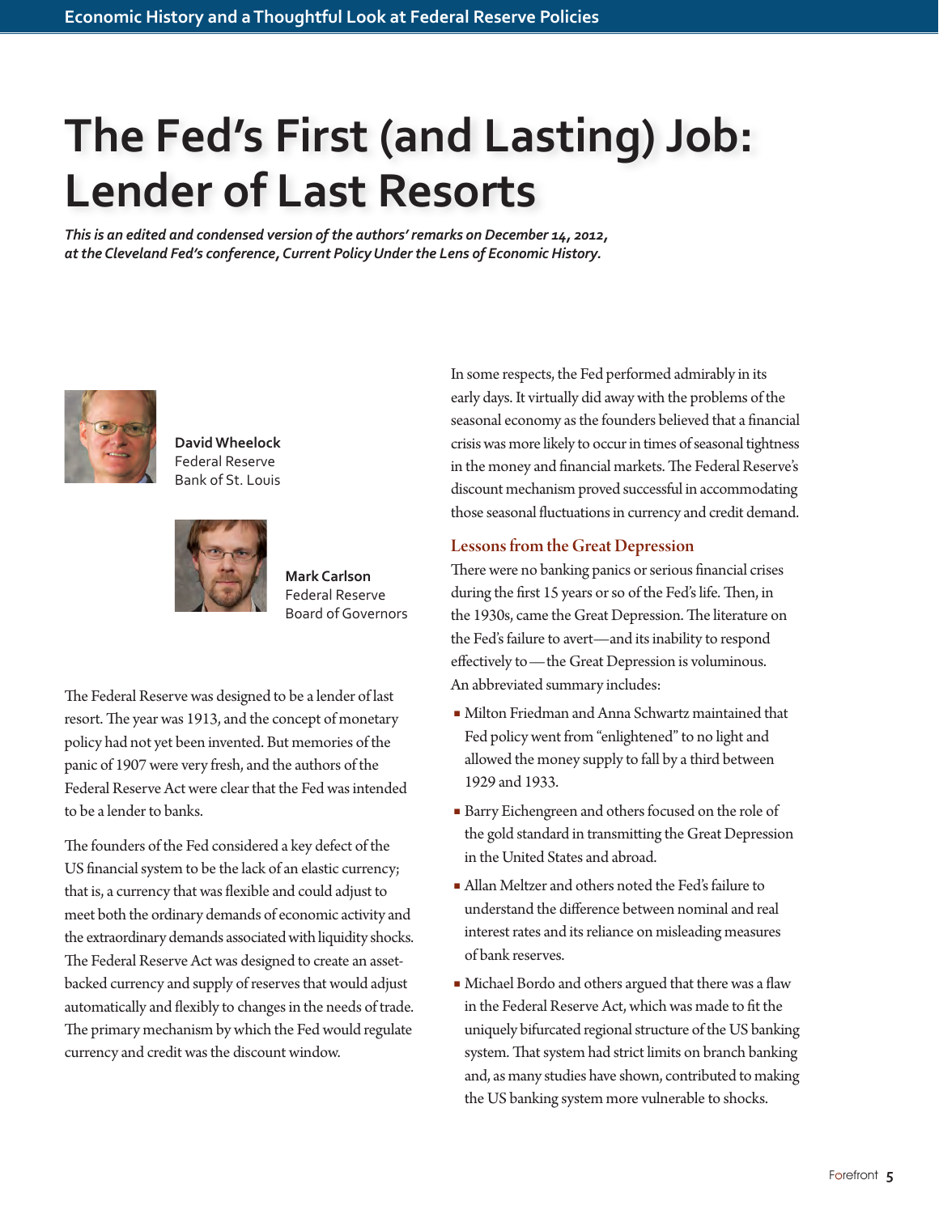# The Fed's First (and Lasting) Job: Lender of Last Resorts

*This is an edited and condensed version of the authors' remarks on December 14, 2012, at the Cleveland Fed's conference, Current Policy Under the Lens of Economic History.*

**David Wheelock**
Federal Reserve
Bank of St. Louis

**Mark Carlson**
Federal Reserve
Board of Governors

The Federal Reserve was designed to be a lender of last resort. The year was 1913, and the concept of monetary policy had not yet been invented. But memories of the panic of 1907 were very fresh, and the authors of the Federal Reserve Act were clear that the Fed was intended to be a lender to banks.

The founders of the Fed considered a key defect of the US financial system to be the lack of an elastic currency; that is, a currency that was flexible and could adjust to meet both the ordinary demands of economic activity and the extraordinary demands associated with liquidity shocks. The Federal Reserve Act was designed to create an asset-backed currency and supply of reserves that would adjust automatically and flexibly to changes in the needs of trade. The primary mechanism by which the Fed would regulate currency and credit was the discount window.

In some respects, the Fed performed admirably in its early days. It virtually did away with the problems of the seasonal economy as the founders believed that a financial crisis was more likely to occur in times of seasonal tightness in the money and financial markets. The Federal Reserve's discount mechanism proved successful in accommodating those seasonal fluctuations in currency and credit demand.

## Lessons from the Great Depression

There were no banking panics or serious financial crises during the first 15 years or so of the Fed's life. Then, in the 1930s, came the Great Depression. The literature on the Fed's failure to avert—and its inability to respond effectively to—the Great Depression is voluminous. An abbreviated summary includes:

- Milton Friedman and Anna Schwartz maintained that Fed policy went from "enlightened" to no light and allowed the money supply to fall by a third between 1929 and 1933.
- Barry Eichengreen and others focused on the role of the gold standard in transmitting the Great Depression in the United States and abroad.
- Allan Meltzer and others noted the Fed's failure to understand the difference between nominal and real interest rates and its reliance on misleading measures of bank reserves.
- Michael Bordo and others argued that there was a flaw in the Federal Reserve Act, which was made to fit the uniquely bifurcated regional structure of the US banking system. That system had strict limits on branch banking and, as many studies have shown, contributed to making the US banking system more vulnerable to shocks.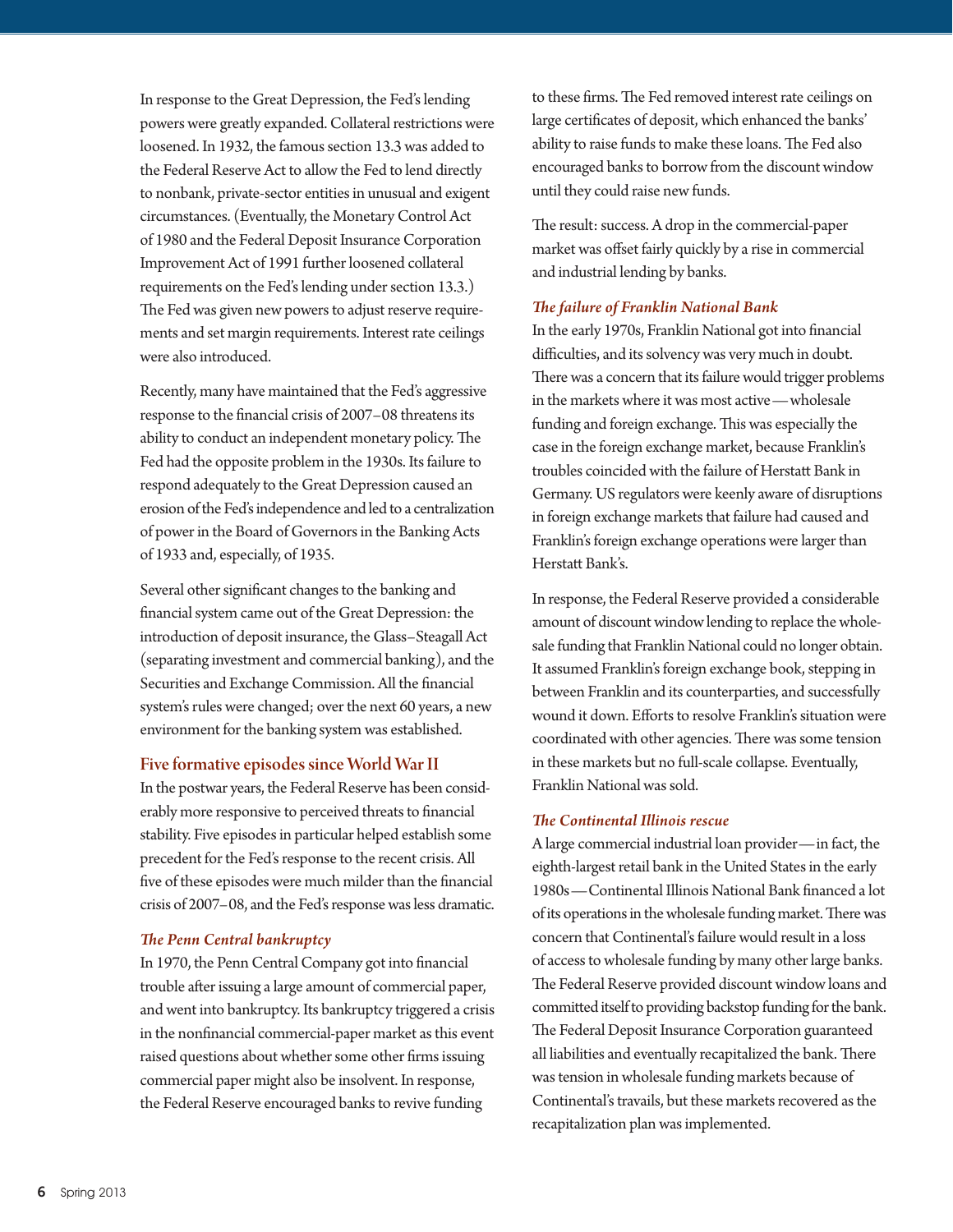In response to the Great Depression, the Fed's lending powers were greatly expanded. Collateral restrictions were loosened. In 1932, the famous section 13.3 was added to the Federal Reserve Act to allow the Fed to lend directly to nonbank, private-sector entities in unusual and exigent circumstances. (Eventually, the Monetary Control Act of 1980 and the Federal Deposit Insurance Corporation Improvement Act of 1991 further loosened collateral requirements on the Fed's lending under section 13.3.) The Fed was given new powers to adjust reserve requirements and set margin requirements. Interest rate ceilings were also introduced.

Recently, many have maintained that the Fed's aggressive response to the financial crisis of 2007–08 threatens its ability to conduct an independent monetary policy. The Fed had the opposite problem in the 1930s. Its failure to respond adequately to the Great Depression caused an erosion of the Fed's independence and led to a centralization of power in the Board of Governors in the Banking Acts of 1933 and, especially, of 1935.

Several other significant changes to the banking and financial system came out of the Great Depression: the introduction of deposit insurance, the Glass–Steagall Act (separating investment and commercial banking), and the Securities and Exchange Commission. All the financial system's rules were changed; over the next 60 years, a new environment for the banking system was established.

## Five formative episodes since World War II

In the postwar years, the Federal Reserve has been considerably more responsive to perceived threats to financial stability. Five episodes in particular helped establish some precedent for the Fed's response to the recent crisis. All five of these episodes were much milder than the financial crisis of 2007–08, and the Fed's response was less dramatic.

### *The Penn Central bankruptcy*

In 1970, the Penn Central Company got into financial trouble after issuing a large amount of commercial paper, and went into bankruptcy. Its bankruptcy triggered a crisis in the nonfinancial commercial-paper market as this event raised questions about whether some other firms issuing commercial paper might also be insolvent. In response, the Federal Reserve encouraged banks to revive funding to these firms. The Fed removed interest rate ceilings on large certificates of deposit, which enhanced the banks' ability to raise funds to make these loans. The Fed also encouraged banks to borrow from the discount window until they could raise new funds.

The result: success. A drop in the commercial-paper market was offset fairly quickly by a rise in commercial and industrial lending by banks.

### *The failure of Franklin National Bank*

In the early 1970s, Franklin National got into financial difficulties, and its solvency was very much in doubt. There was a concern that its failure would trigger problems in the markets where it was most active—wholesale funding and foreign exchange. This was especially the case in the foreign exchange market, because Franklin's troubles coincided with the failure of Herstatt Bank in Germany. US regulators were keenly aware of disruptions in foreign exchange markets that failure had caused and Franklin's foreign exchange operations were larger than Herstatt Bank's.

In response, the Federal Reserve provided a considerable amount of discount window lending to replace the wholesale funding that Franklin National could no longer obtain. It assumed Franklin's foreign exchange book, stepping in between Franklin and its counterparties, and successfully wound it down. Efforts to resolve Franklin's situation were coordinated with other agencies. There was some tension in these markets but no full-scale collapse. Eventually, Franklin National was sold.

### *The Continental Illinois rescue*

A large commercial industrial loan provider—in fact, the eighth-largest retail bank in the United States in the early 1980s—Continental Illinois National Bank financed a lot of its operations in the wholesale funding market. There was concern that Continental's failure would result in a loss of access to wholesale funding by many other large banks. The Federal Reserve provided discount window loans and committed itself to providing backstop funding for the bank. The Federal Deposit Insurance Corporation guaranteed all liabilities and eventually recapitalized the bank. There was tension in wholesale funding markets because of Continental's travails, but these markets recovered as the recapitalization plan was implemented.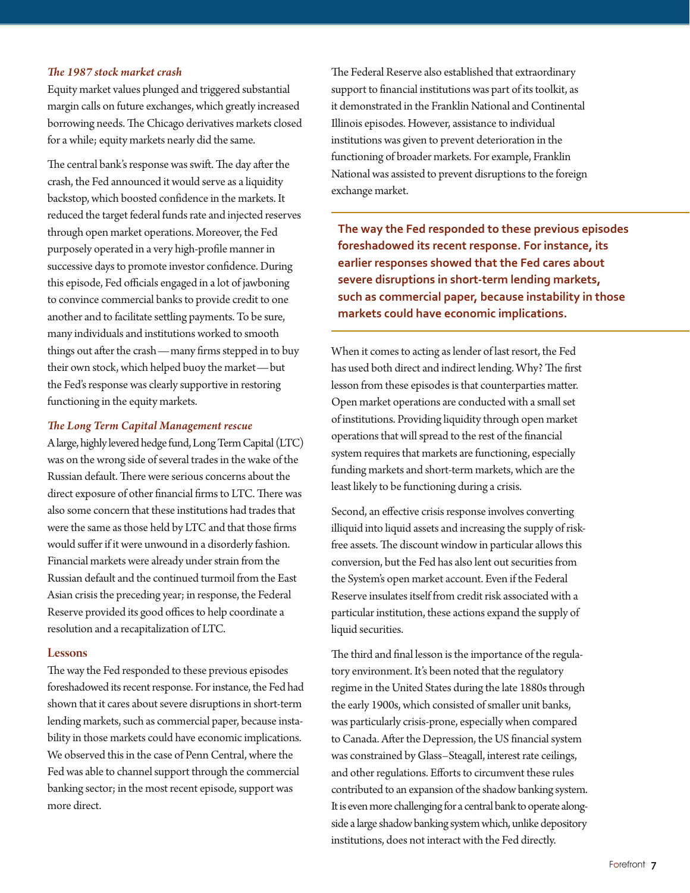### *The 1987 stock market crash*

Equity market values plunged and triggered substantial margin calls on future exchanges, which greatly increased borrowing needs. The Chicago derivatives markets closed for a while; equity markets nearly did the same.

The central bank's response was swift. The day after the crash, the Fed announced it would serve as a liquidity backstop, which boosted confidence in the markets. It reduced the target federal funds rate and injected reserves through open market operations. Moreover, the Fed purposely operated in a very high-profile manner in successive days to promote investor confidence. During this episode, Fed officials engaged in a lot of jawboning to convince commercial banks to provide credit to one another and to facilitate settling payments. To be sure, many individuals and institutions worked to smooth things out after the crash—many firms stepped in to buy their own stock, which helped buoy the market—but the Fed's response was clearly supportive in restoring functioning in the equity markets.

### *The Long Term Capital Management rescue*

A large, highly levered hedge fund, Long Term Capital (LTC) was on the wrong side of several trades in the wake of the Russian default. There were serious concerns about the direct exposure of other financial firms to LTC. There was also some concern that these institutions had trades that were the same as those held by LTC and that those firms would suffer if it were unwound in a disorderly fashion. Financial markets were already under strain from the Russian default and the continued turmoil from the East Asian crisis the preceding year; in response, the Federal Reserve provided its good offices to help coordinate a resolution and a recapitalization of LTC.

## Lessons

The way the Fed responded to these previous episodes foreshadowed its recent response. For instance, the Fed had shown that it cares about severe disruptions in short-term lending markets, such as commercial paper, because instability in those markets could have economic implications. We observed this in the case of Penn Central, where the Fed was able to channel support through the commercial banking sector; in the most recent episode, support was more direct.

The Federal Reserve also established that extraordinary support to financial institutions was part of its toolkit, as it demonstrated in the Franklin National and Continental Illinois episodes. However, assistance to individual institutions was given to prevent deterioration in the functioning of broader markets. For example, Franklin National was assisted to prevent disruptions to the foreign exchange market.

> **The way the Fed responded to these previous episodes foreshadowed its recent response. For instance, its earlier responses showed that the Fed cares about severe disruptions in short-term lending markets, such as commercial paper, because instability in those markets could have economic implications.**

When it comes to acting as lender of last resort, the Fed has used both direct and indirect lending. Why? The first lesson from these episodes is that counterparties matter. Open market operations are conducted with a small set of institutions. Providing liquidity through open market operations that will spread to the rest of the financial system requires that markets are functioning, especially funding markets and short-term markets, which are the least likely to be functioning during a crisis.

Second, an effective crisis response involves converting illiquid into liquid assets and increasing the supply of risk-free assets. The discount window in particular allows this conversion, but the Fed has also lent out securities from the System's open market account. Even if the Federal Reserve insulates itself from credit risk associated with a particular institution, these actions expand the supply of liquid securities.

The third and final lesson is the importance of the regulatory environment. It's been noted that the regulatory regime in the United States during the late 1880s through the early 1900s, which consisted of smaller unit banks, was particularly crisis-prone, especially when compared to Canada. After the Depression, the US financial system was constrained by Glass–Steagall, interest rate ceilings, and other regulations. Efforts to circumvent these rules contributed to an expansion of the shadow banking system. It is even more challenging for a central bank to operate alongside a large shadow banking system which, unlike depository institutions, does not interact with the Fed directly.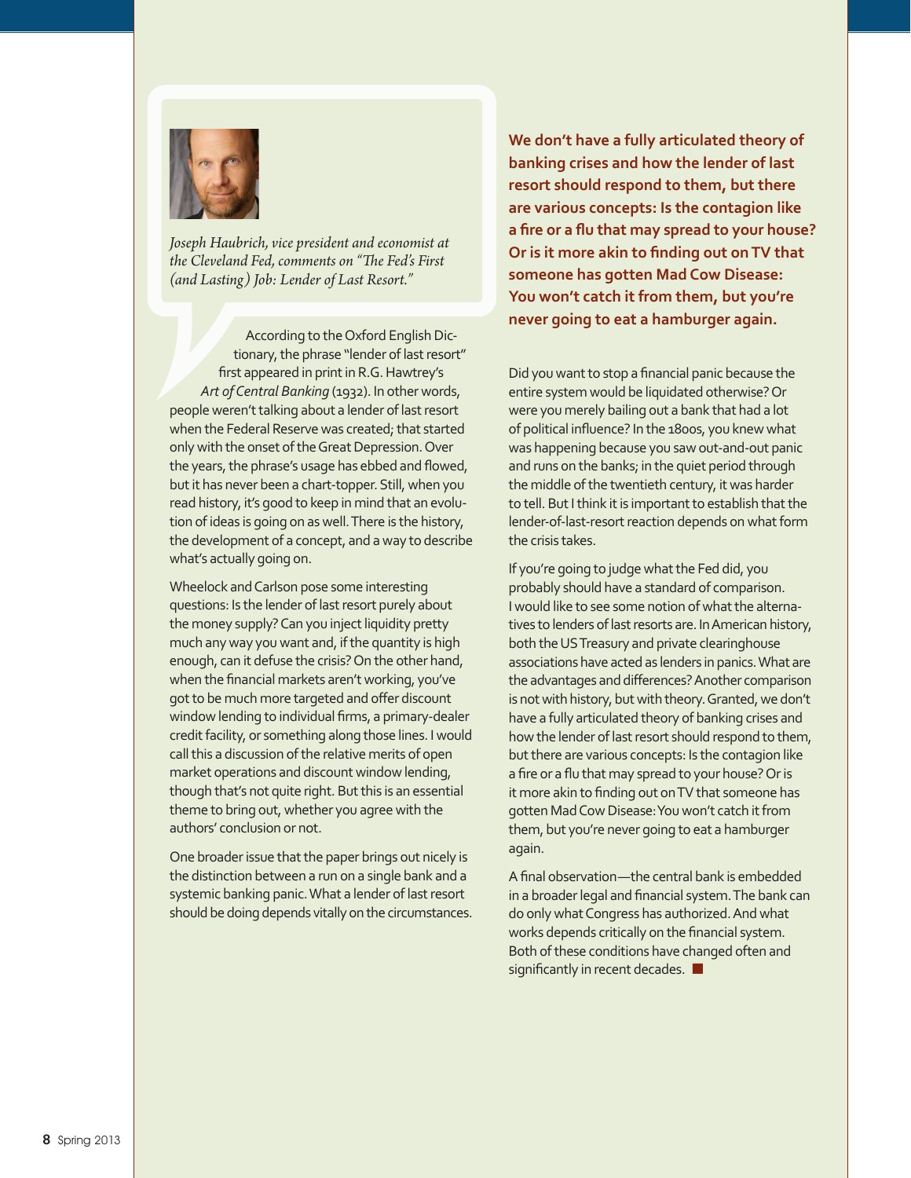*Joseph Haubrich, vice president and economist at the Cleveland Fed, comments on "The Fed's First (and Lasting) Job: Lender of Last Resort."*

According to the Oxford English Dictionary, the phrase "lender of last resort" first appeared in print in R.G. Hawtrey's *Art of Central Banking* (1932). In other words, people weren't talking about a lender of last resort when the Federal Reserve was created; that started only with the onset of the Great Depression. Over the years, the phrase's usage has ebbed and flowed, but it has never been a chart-topper. Still, when you read history, it's good to keep in mind that an evolution of ideas is going on as well. There is the history, the development of a concept, and a way to describe what's actually going on.

Wheelock and Carlson pose some interesting questions: Is the lender of last resort purely about the money supply? Can you inject liquidity pretty much any way you want and, if the quantity is high enough, can it defuse the crisis? On the other hand, when the financial markets aren't working, you've got to be much more targeted and offer discount window lending to individual firms, a primary-dealer credit facility, or something along those lines. I would call this a discussion of the relative merits of open market operations and discount window lending, though that's not quite right. But this is an essential theme to bring out, whether you agree with the authors' conclusion or not.

One broader issue that the paper brings out nicely is the distinction between a run on a single bank and a systemic banking panic. What a lender of last resort should be doing depends vitally on the circumstances.

**We don't have a fully articulated theory of banking crises and how the lender of last resort should respond to them, but there are various concepts: Is the contagion like a fire or a flu that may spread to your house? Or is it more akin to finding out on TV that someone has gotten Mad Cow Disease: You won't catch it from them, but you're never going to eat a hamburger again.**

Did you want to stop a financial panic because the entire system would be liquidated otherwise? Or were you merely bailing out a bank that had a lot of political influence? In the 1800s, you knew what was happening because you saw out-and-out panic and runs on the banks; in the quiet period through the middle of the twentieth century, it was harder to tell. But I think it is important to establish that the lender-of-last-resort reaction depends on what form the crisis takes.

If you're going to judge what the Fed did, you probably should have a standard of comparison. I would like to see some notion of what the alternatives to lenders of last resorts are. In American history, both the US Treasury and private clearinghouse associations have acted as lenders in panics. What are the advantages and differences? Another comparison is not with history, but with theory. Granted, we don't have a fully articulated theory of banking crises and how the lender of last resort should respond to them, but there are various concepts: Is the contagion like a fire or a flu that may spread to your house? Or is it more akin to finding out on TV that someone has gotten Mad Cow Disease: You won't catch it from them, but you're never going to eat a hamburger again.

A final observation—the central bank is embedded in a broader legal and financial system. The bank can do only what Congress has authorized. And what works depends critically on the financial system. Both of these conditions have changed often and significantly in recent decades. ■